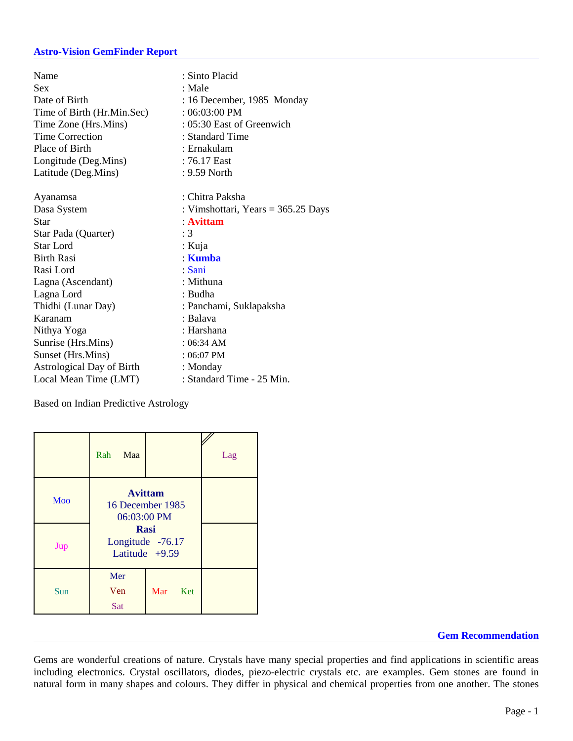## Astro-Vision GemFinder Report

| | |
|---|---|
| Name | : Sinto Placid |
| Sex | : Male |
| Date of Birth | : 16 December, 1985 Monday |
| Time of Birth (Hr.Min.Sec) | : 06:03:00 PM |
| Time Zone (Hrs.Mins) | : 05:30 East of Greenwich |
| Time Correction | : Standard Time |
| Place of Birth | : Ernakulam |
| Longitude (Deg.Mins) | : 76.17 East |
| Latitude (Deg.Mins) | : 9.59 North |

| | |
|---|---|
| Ayanamsa | : Chitra Paksha |
| Dasa System | : Vimshottari, Years = 365.25 Days |
| Star | : **Avittam** |
| Star Pada (Quarter) | : 3 |
| Star Lord | : Kuja |
| Birth Rasi | : **Kumba** |
| Rasi Lord | : Sani |
| Lagna (Ascendant) | : Mithuna |
| Lagna Lord | : Budha |
| Thidhi (Lunar Day) | : Panchami, Suklapaksha |
| Karanam | : Balava |
| Nithya Yoga | : Harshana |
| Sunrise (Hrs.Mins) | : 06:34 AM |
| Sunset (Hrs.Mins) | : 06:07 PM |
| Astrological Day of Birth | : Monday |
| Local Mean Time (LMT) | : Standard Time - 25 Min. |

Based on Indian Predictive Astrology

| | | | |
|---|---|---|---|
| | Rah Maa | | Lag |
| Moo | **Avittam** 16 December 1985 06:03:00 PM | | |
| Jup | **Rasi** Longitude -76.17 Latitude +9.59 | | |
| Sun | Mer Ven Sat | Mar Ket | |

## Gem Recommendation

Gems are wonderful creations of nature. Crystals have many special properties and find applications in scientific areas including electronics. Crystal oscillators, diodes, piezo-electric crystals etc. are examples. Gem stones are found in natural form in many shapes and colours. They differ in physical and chemical properties from one another. The stones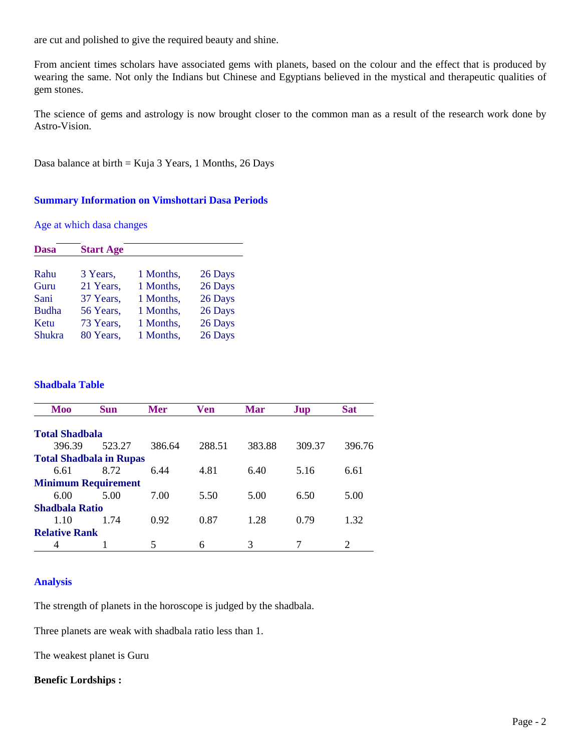are cut and polished to give the required beauty and shine.

From ancient times scholars have associated gems with planets, based on the colour and the effect that is produced by wearing the same. Not only the Indians but Chinese and Egyptians believed in the mystical and therapeutic qualities of gem stones.

The science of gems and astrology is now brought closer to the common man as a result of the research work done by Astro-Vision.

Dasa balance at birth = Kuja 3 Years, 1 Months, 26 Days

### Summary Information on Vimshottari Dasa Periods

Age at which dasa changes

| Dasa | Start Age | | |
|---|---|---|---|
| Rahu | 3 Years, | 1 Months, | 26 Days |
| Guru | 21 Years, | 1 Months, | 26 Days |
| Sani | 37 Years, | 1 Months, | 26 Days |
| Budha | 56 Years, | 1 Months, | 26 Days |
| Ketu | 73 Years, | 1 Months, | 26 Days |
| Shukra | 80 Years, | 1 Months, | 26 Days |

### Shadbala Table

| | Moo | Sun | Mer | Ven | Mar | Jup | Sat |
|---|---|---|---|---|---|---|---|
| **Total Shadbala** | 396.39 | 523.27 | 386.64 | 288.51 | 383.88 | 309.37 | 396.76 |
| **Total Shadbala in Rupas** | 6.61 | 8.72 | 6.44 | 4.81 | 6.40 | 5.16 | 6.61 |
| **Minimum Requirement** | 6.00 | 5.00 | 7.00 | 5.50 | 5.00 | 6.50 | 5.00 |
| **Shadbala Ratio** | 1.10 | 1.74 | 0.92 | 0.87 | 1.28 | 0.79 | 1.32 |
| **Relative Rank** | 4 | 1 | 5 | 6 | 3 | 7 | 2 |

### Analysis

The strength of planets in the horoscope is judged by the shadbala.

Three planets are weak with shadbala ratio less than 1.

The weakest planet is Guru

**Benefic Lordships :**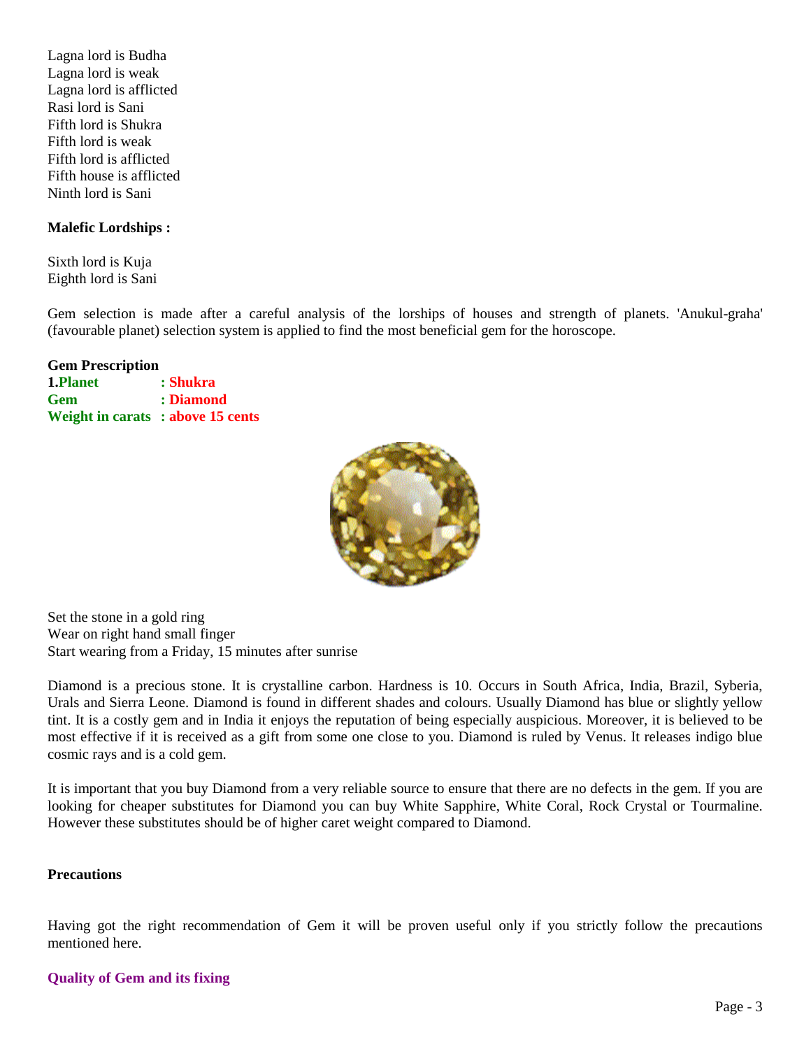Lagna lord is Budha
Lagna lord is weak
Lagna lord is afflicted
Rasi lord is Sani
Fifth lord is Shukra
Fifth lord is weak
Fifth lord is afflicted
Fifth house is afflicted
Ninth lord is Sani

**Malefic Lordships :**

Sixth lord is Kuja
Eighth lord is Sani

Gem selection is made after a careful analysis of the lorships of houses and strength of planets. 'Anukul-graha' (favourable planet) selection system is applied to find the most beneficial gem for the horoscope.

**Gem Prescription**

**1.Planet : Shukra**
**Gem : Diamond**
**Weight in carats : above 15 cents**

Set the stone in a gold ring
Wear on right hand small finger
Start wearing from a Friday, 15 minutes after sunrise

Diamond is a precious stone. It is crystalline carbon. Hardness is 10. Occurs in South Africa, India, Brazil, Syberia, Urals and Sierra Leone. Diamond is found in different shades and colours. Usually Diamond has blue or slightly yellow tint. It is a costly gem and in India it enjoys the reputation of being especially auspicious. Moreover, it is believed to be most effective if it is received as a gift from some one close to you. Diamond is ruled by Venus. It releases indigo blue cosmic rays and is a cold gem.

It is important that you buy Diamond from a very reliable source to ensure that there are no defects in the gem. If you are looking for cheaper substitutes for Diamond you can buy White Sapphire, White Coral, Rock Crystal or Tourmaline. However these substitutes should be of higher caret weight compared to Diamond.

**Precautions**

Having got the right recommendation of Gem it will be proven useful only if you strictly follow the precautions mentioned here.

**Quality of Gem and its fixing**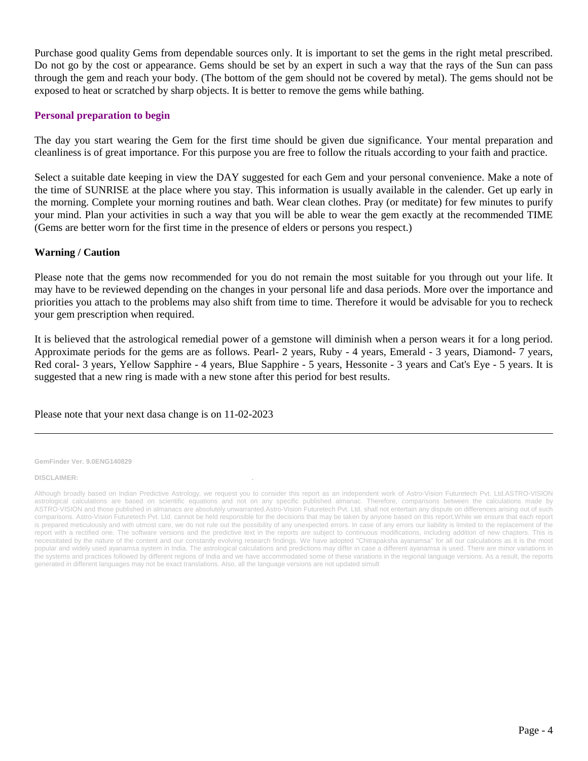Purchase good quality Gems from dependable sources only. It is important to set the gems in the right metal prescribed. Do not go by the cost or appearance. Gems should be set by an expert in such a way that the rays of the Sun can pass through the gem and reach your body. (The bottom of the gem should not be covered by metal). The gems should not be exposed to heat or scratched by sharp objects. It is better to remove the gems while bathing.

### Personal preparation to begin

The day you start wearing the Gem for the first time should be given due significance. Your mental preparation and cleanliness is of great importance. For this purpose you are free to follow the rituals according to your faith and practice.

Select a suitable date keeping in view the DAY suggested for each Gem and your personal convenience. Make a note of the time of SUNRISE at the place where you stay. This information is usually available in the calender. Get up early in the morning. Complete your morning routines and bath. Wear clean clothes. Pray (or meditate) for few minutes to purify your mind. Plan your activities in such a way that you will be able to wear the gem exactly at the recommended TIME (Gems are better worn for the first time in the presence of elders or persons you respect.)

### Warning / Caution

Please note that the gems now recommended for you do not remain the most suitable for you through out your life. It may have to be reviewed depending on the changes in your personal life and dasa periods. More over the importance and priorities you attach to the problems may also shift from time to time. Therefore it would be advisable for you to recheck your gem prescription when required.

It is believed that the astrological remedial power of a gemstone will diminish when a person wears it for a long period. Approximate periods for the gems are as follows. Pearl- 2 years, Ruby - 4 years, Emerald - 3 years, Diamond- 7 years, Red coral- 3 years, Yellow Sapphire - 4 years, Blue Sapphire - 5 years, Hessonite - 3 years and Cat's Eye - 5 years. It is suggested that a new ring is made with a new stone after this period for best results.

Please note that your next dasa change is on 11-02-2023

---

GemFinder Ver. 9.0ENG140829

DISCLAIMER: .

Although broadly based on Indian Predictive Astrology, we request you to consider this report as an independent work of Astro-Vision Futuretech Pvt. Ltd.ASTRO-VISION astrological calculations are based on scientific equations and not on any specific published almanac. Therefore, comparisons between the calculations made by ASTRO-VISION and those published in almanacs are absolutely unwarranted.Astro-Vision Futuretech Pvt. Ltd. shall not entertain any dispute on differences arising out of such comparisons. Astro-Vision Futuretech Pvt. Ltd. cannot be held responsible for the decisions that may be taken by anyone based on this report.While we ensure that each report is prepared meticulously and with utmost care, we do not rule out the possibility of any unexpected errors. In case of any errors our liability is limited to the replacement of the report with a rectified one. The software versions and the predictive text in the reports are subject to continuous modifications, including addition of new chapters. This is necessitated by the nature of the content and our constantly evolving research findings. We have adopted "Chitrapaksha ayanamsa" for all our calculations as it is the most popular and widely used ayanamsa system in India. The astrological calculations and predictions may differ in case a different ayanamsa is used. There are minor variations in the systems and practices followed by different regions of India and we have accommodated some of these variations in the regional language versions. As a result, the reports generated in different languages may not be exact translations. Also, all the language versions are not updated simult